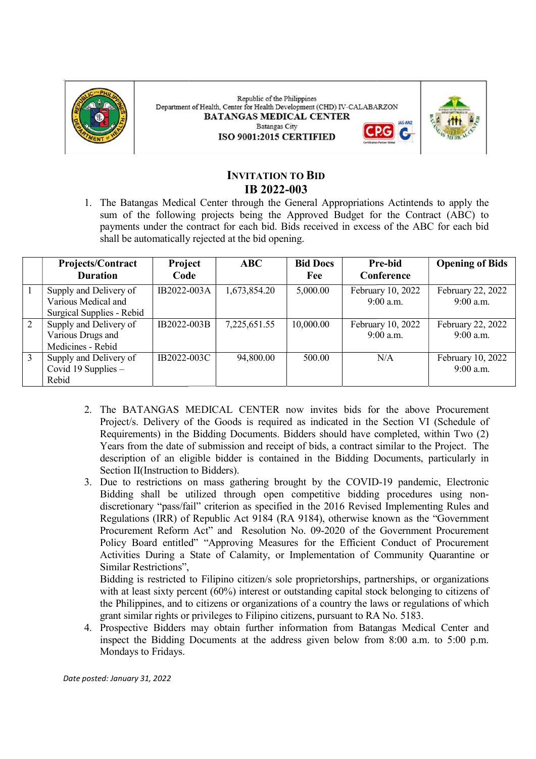Republic of the Philippines
Department of Health, Center for Health Development (CHD) IV-CALABARZON
**BATANGAS MEDICAL CENTER**
Batangas City
**ISO 9001:2015 CERTIFIED**

# INVITATION TO BID
## IB 2022-003

1. The Batangas Medical Center through the General Appropriations Actintends to apply the sum of the following projects being the Approved Budget for the Contract (ABC) to payments under the contract for each bid. Bids received in excess of the ABC for each bid shall be automatically rejected at the bid opening.

| | Projects/Contract Duration | Project Code | ABC | Bid Docs Fee | Pre-bid Conference | Opening of Bids |
|---|---|---|---|---|---|---|
| 1 | Supply and Delivery of Various Medical and Surgical Supplies - Rebid | IB2022-003A | 1,673,854.20 | 5,000.00 | February 10, 2022 9:00 a.m. | February 22, 2022 9:00 a.m. |
| 2 | Supply and Delivery of Various Drugs and Medicines - Rebid | IB2022-003B | 7,225,651.55 | 10,000.00 | February 10, 2022 9:00 a.m. | February 22, 2022 9:00 a.m. |
| 3 | Supply and Delivery of Covid 19 Supplies – Rebid | IB2022-003C | 94,800.00 | 500.00 | N/A | February 10, 2022 9:00 a.m. |

2. The BATANGAS MEDICAL CENTER now invites bids for the above Procurement Project/s. Delivery of the Goods is required as indicated in the Section VI (Schedule of Requirements) in the Bidding Documents. Bidders should have completed, within Two (2) Years from the date of submission and receipt of bids, a contract similar to the Project. The description of an eligible bidder is contained in the Bidding Documents, particularly in Section II(Instruction to Bidders).
3. Due to restrictions on mass gathering brought by the COVID-19 pandemic, Electronic Bidding shall be utilized through open competitive bidding procedures using non-discretionary "pass/fail" criterion as specified in the 2016 Revised Implementing Rules and Regulations (IRR) of Republic Act 9184 (RA 9184), otherwise known as the "Government Procurement Reform Act" and Resolution No. 09-2020 of the Government Procurement Policy Board entitled" "Approving Measures for the Efficient Conduct of Procurement Activities During a State of Calamity, or Implementation of Community Quarantine or Similar Restrictions",

   Bidding is restricted to Filipino citizen/s sole proprietorships, partnerships, or organizations with at least sixty percent (60%) interest or outstanding capital stock belonging to citizens of the Philippines, and to citizens or organizations of a country the laws or regulations of which grant similar rights or privileges to Filipino citizens, pursuant to RA No. 5183.
4. Prospective Bidders may obtain further information from Batangas Medical Center and inspect the Bidding Documents at the address given below from 8:00 a.m. to 5:00 p.m. Mondays to Fridays.

*Date posted: January 31, 2022*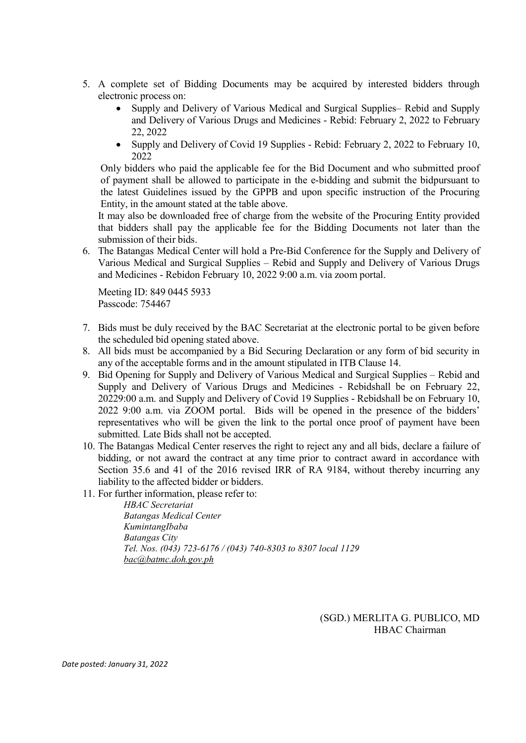5. A complete set of Bidding Documents may be acquired by interested bidders through electronic process on:
   - Supply and Delivery of Various Medical and Surgical Supplies– Rebid and Supply and Delivery of Various Drugs and Medicines - Rebid: February 2, 2022 to February 22, 2022
   - Supply and Delivery of Covid 19 Supplies - Rebid: February 2, 2022 to February 10, 2022

   Only bidders who paid the applicable fee for the Bid Document and who submitted proof of payment shall be allowed to participate in the e-bidding and submit the bidpursuant to the latest Guidelines issued by the GPPB and upon specific instruction of the Procuring Entity, in the amount stated at the table above.

   It may also be downloaded free of charge from the website of the Procuring Entity provided that bidders shall pay the applicable fee for the Bidding Documents not later than the submission of their bids.
6. The Batangas Medical Center will hold a Pre-Bid Conference for the Supply and Delivery of Various Medical and Surgical Supplies – Rebid and Supply and Delivery of Various Drugs and Medicines - Rebidon February 10, 2022 9:00 a.m. via zoom portal.

   Meeting ID: 849 0445 5933
   Passcode: 754467

7. Bids must be duly received by the BAC Secretariat at the electronic portal to be given before the scheduled bid opening stated above.
8. All bids must be accompanied by a Bid Securing Declaration or any form of bid security in any of the acceptable forms and in the amount stipulated in ITB Clause 14.
9. Bid Opening for Supply and Delivery of Various Medical and Surgical Supplies – Rebid and Supply and Delivery of Various Drugs and Medicines - Rebidshall be on February 22, 20229:00 a.m. and Supply and Delivery of Covid 19 Supplies - Rebidshall be on February 10, 2022 9:00 a.m. via ZOOM portal. Bids will be opened in the presence of the bidders' representatives who will be given the link to the portal once proof of payment have been submitted. Late Bids shall not be accepted.
10. The Batangas Medical Center reserves the right to reject any and all bids, declare a failure of bidding, or not award the contract at any time prior to contract award in accordance with Section 35.6 and 41 of the 2016 revised IRR of RA 9184, without thereby incurring any liability to the affected bidder or bidders.
11. For further information, please refer to:

    *HBAC Secretariat*
    *Batangas Medical Center*
    *KumintangIbaba*
    *Batangas City*
    *Tel. Nos. (043) 723-6176 / (043) 740-8303 to 8307 local 1129*
    *bac@batmc.doh.gov.ph*

(SGD.) MERLITA G. PUBLICO, MD
HBAC Chairman

*Date posted: January 31, 2022*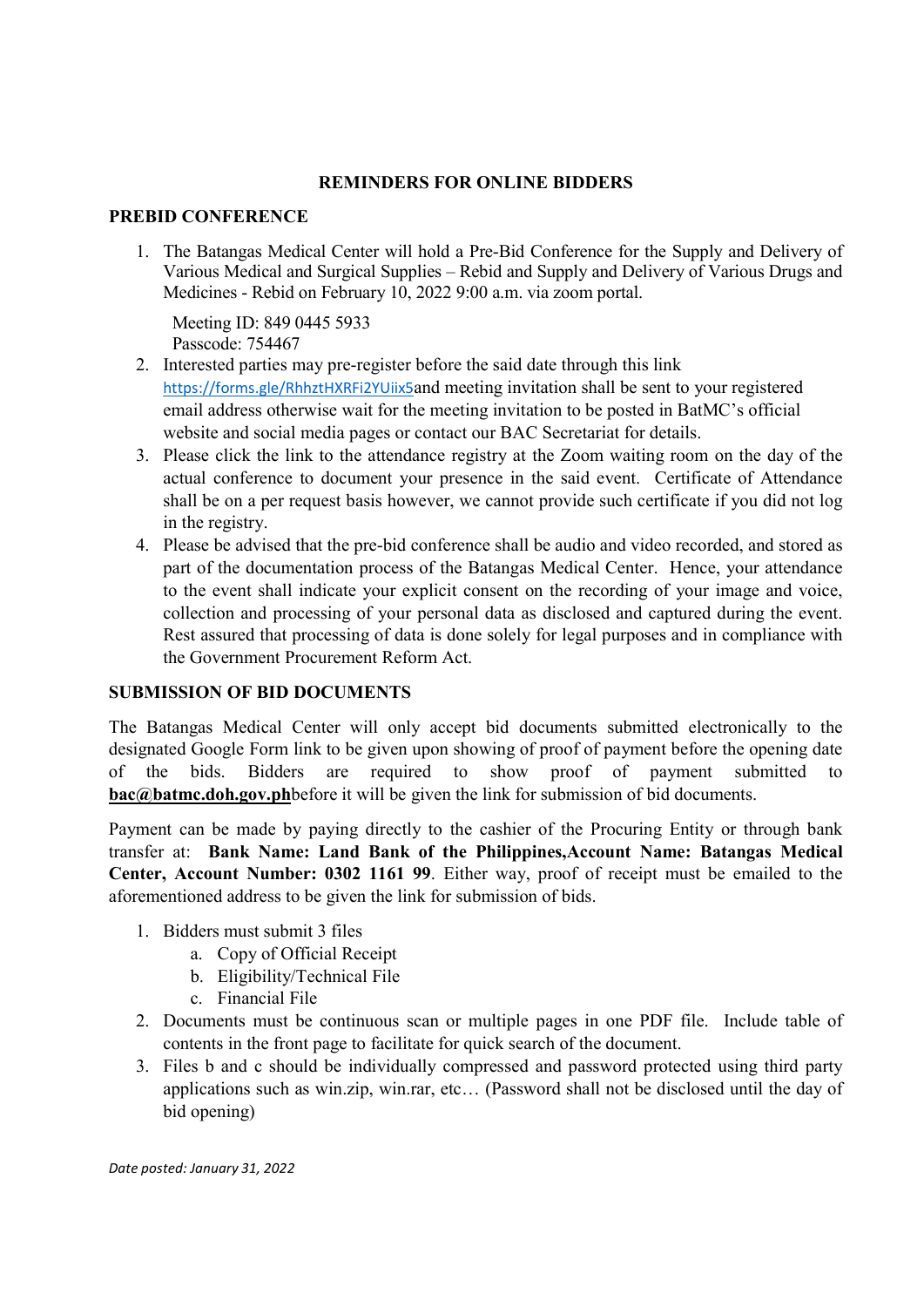**REMINDERS FOR ONLINE BIDDERS**

**PREBID CONFERENCE**

1. The Batangas Medical Center will hold a Pre-Bid Conference for the Supply and Delivery of Various Medical and Surgical Supplies – Rebid and Supply and Delivery of Various Drugs and Medicines - Rebid on February 10, 2022 9:00 a.m. via zoom portal.

   Meeting ID: 849 0445 5933
   Passcode: 754467
2. Interested parties may pre-register before the said date through this link https://forms.gle/RhhztHXRFi2YUiix5and meeting invitation shall be sent to your registered email address otherwise wait for the meeting invitation to be posted in BatMC's official website and social media pages or contact our BAC Secretariat for details.
3. Please click the link to the attendance registry at the Zoom waiting room on the day of the actual conference to document your presence in the said event. Certificate of Attendance shall be on a per request basis however, we cannot provide such certificate if you did not log in the registry.
4. Please be advised that the pre-bid conference shall be audio and video recorded, and stored as part of the documentation process of the Batangas Medical Center. Hence, your attendance to the event shall indicate your explicit consent on the recording of your image and voice, collection and processing of your personal data as disclosed and captured during the event. Rest assured that processing of data is done solely for legal purposes and in compliance with the Government Procurement Reform Act.

**SUBMISSION OF BID DOCUMENTS**

The Batangas Medical Center will only accept bid documents submitted electronically to the designated Google Form link to be given upon showing of proof of payment before the opening date of the bids. Bidders are required to show proof of payment submitted to **bac@batmc.doh.gov.ph**before it will be given the link for submission of bid documents.

Payment can be made by paying directly to the cashier of the Procuring Entity or through bank transfer at: **Bank Name: Land Bank of the Philippines,Account Name: Batangas Medical Center, Account Number: 0302 1161 99**. Either way, proof of receipt must be emailed to the aforementioned address to be given the link for submission of bids.

1. Bidders must submit 3 files
   a. Copy of Official Receipt
   b. Eligibility/Technical File
   c. Financial File
2. Documents must be continuous scan or multiple pages in one PDF file. Include table of contents in the front page to facilitate for quick search of the document.
3. Files b and c should be individually compressed and password protected using third party applications such as win.zip, win.rar, etc… (Password shall not be disclosed until the day of bid opening)

*Date posted: January 31, 2022*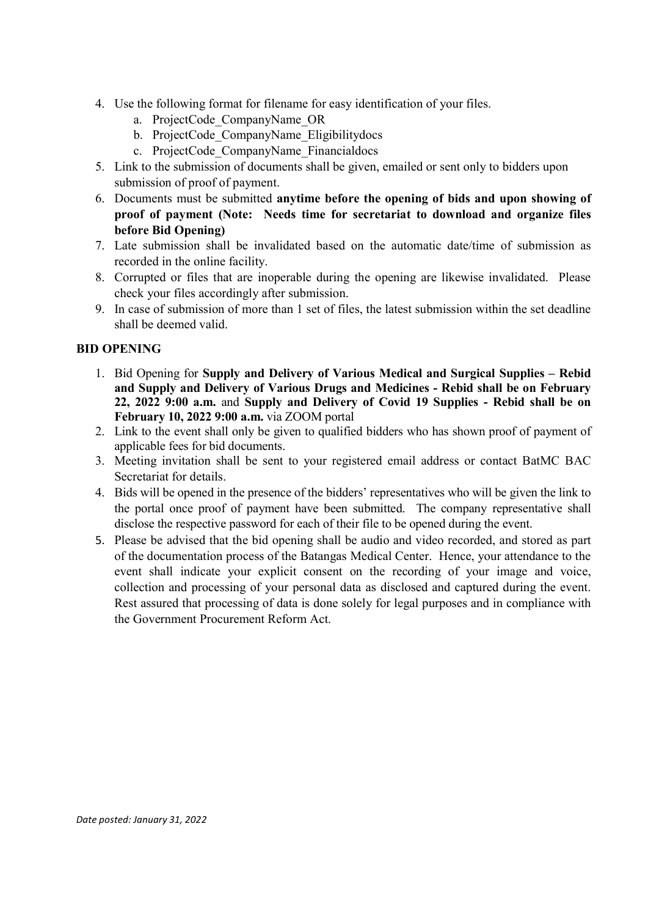4. Use the following format for filename for easy identification of your files.
    a. ProjectCode_CompanyName_OR
    b. ProjectCode_CompanyName_Eligibilitydocs
    c. ProjectCode_CompanyName_Financialdocs
5. Link to the submission of documents shall be given, emailed or sent only to bidders upon submission of proof of payment.
6. Documents must be submitted **anytime before the opening of bids and upon showing of proof of payment (Note: Needs time for secretariat to download and organize files before Bid Opening)**
7. Late submission shall be invalidated based on the automatic date/time of submission as recorded in the online facility.
8. Corrupted or files that are inoperable during the opening are likewise invalidated. Please check your files accordingly after submission.
9. In case of submission of more than 1 set of files, the latest submission within the set deadline shall be deemed valid.

**BID OPENING**

1. Bid Opening for **Supply and Delivery of Various Medical and Surgical Supplies – Rebid and Supply and Delivery of Various Drugs and Medicines - Rebid shall be on February 22, 2022 9:00 a.m.** and **Supply and Delivery of Covid 19 Supplies - Rebid shall be on February 10, 2022 9:00 a.m.** via ZOOM portal
2. Link to the event shall only be given to qualified bidders who has shown proof of payment of applicable fees for bid documents.
3. Meeting invitation shall be sent to your registered email address or contact BatMC BAC Secretariat for details.
4. Bids will be opened in the presence of the bidders' representatives who will be given the link to the portal once proof of payment have been submitted. The company representative shall disclose the respective password for each of their file to be opened during the event.
5. Please be advised that the bid opening shall be audio and video recorded, and stored as part of the documentation process of the Batangas Medical Center. Hence, your attendance to the event shall indicate your explicit consent on the recording of your image and voice, collection and processing of your personal data as disclosed and captured during the event. Rest assured that processing of data is done solely for legal purposes and in compliance with the Government Procurement Reform Act.

*Date posted: January 31, 2022*